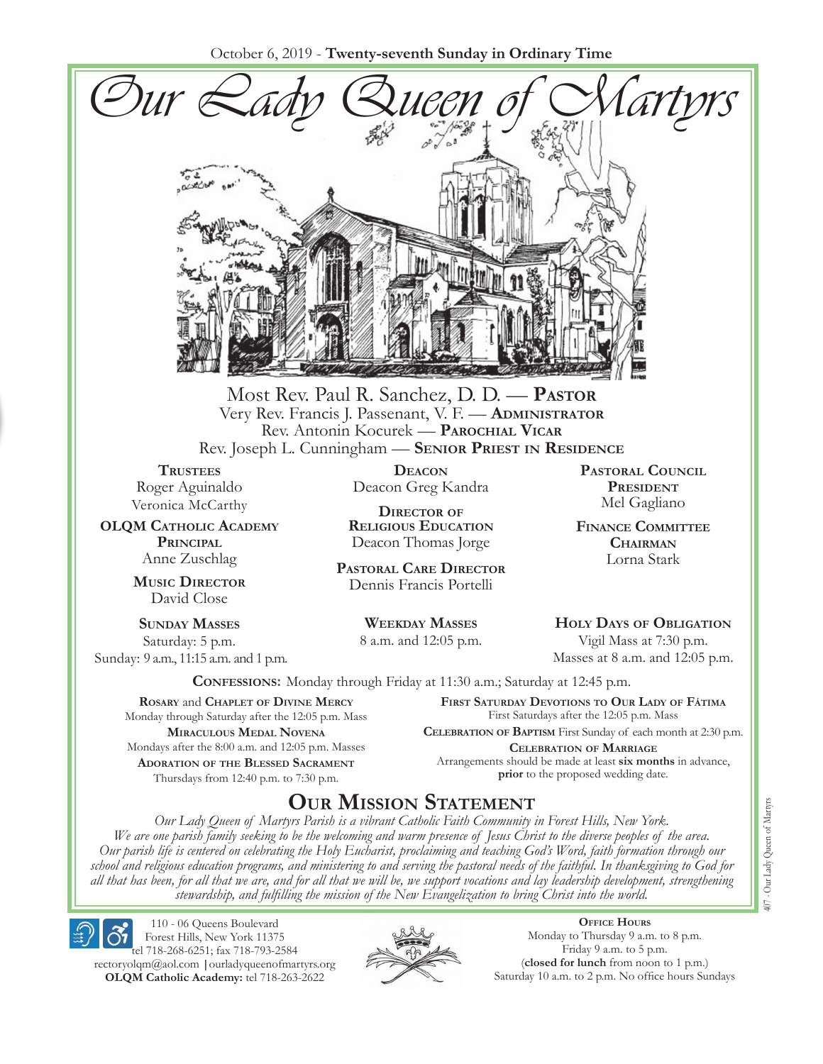October 6, 2019 - **Twenty-seventh Sunday in Ordinary Time**

# Our Lady Queen of Martyrs

Most Rev. Paul R. Sanchez, D. D. — **Pastor**
Very Rev. Francis J. Passenant, V. F. — **Administrator**
Rev. Antonin Kocurek — **Parochial Vicar**
Rev. Joseph L. Cunningham — **Senior Priest in Residence**

**Trustees**
Roger Aguinaldo
Veronica McCarthy

**OLQM Catholic Academy Principal**
Anne Zuschlag

**Music Director**
David Close

**Deacon**
Deacon Greg Kandra

**Director of Religious Education**
Deacon Thomas Jorge

**Pastoral Care Director**
Dennis Francis Portelli

**Pastoral Council President**
Mel Gagliano

**Finance Committee Chairman**
Lorna Stark

**Sunday Masses**
Saturday: 5 p.m.
Sunday: 9 a.m., 11:15 a.m. and 1 p.m.

**Weekday Masses**
8 a.m. and 12:05 p.m.

**Holy Days of Obligation**
Vigil Mass at 7:30 p.m.
Masses at 8 a.m. and 12:05 p.m.

**Confessions:** Monday through Friday at 11:30 a.m.; Saturday at 12:45 p.m.

**Rosary** and **Chaplet of Divine Mercy**
Monday through Saturday after the 12:05 p.m. Mass

**Miraculous Medal Novena**
Mondays after the 8:00 a.m. and 12:05 p.m. Masses

**Adoration of the Blessed Sacrament**
Thursdays from 12:40 p.m. to 7:30 p.m.

**First Saturday Devotions to Our Lady of Fátima**
First Saturdays after the 12:05 p.m. Mass

**Celebration of Baptism** First Sunday of each month at 2:30 p.m.

**Celebration of Marriage**
Arrangements should be made at least **six months** in advance, **prior** to the proposed wedding date.

## Our Mission Statement

*Our Lady Queen of Martyrs Parish is a vibrant Catholic Faith Community in Forest Hills, New York. We are one parish family seeking to be the welcoming and warm presence of Jesus Christ to the diverse peoples of the area. Our parish life is centered on celebrating the Holy Eucharist, proclaiming and teaching God's Word, faith formation through our school and religious education programs, and ministering to and serving the pastoral needs of the faithful. In thanksgiving to God for all that has been, for all that we are, and for all that we will be, we support vocations and lay leadership development, strengthening stewardship, and fulfilling the mission of the New Evangelization to bring Christ into the world.*

110 - 06 Queens Boulevard
Forest Hills, New York 11375
tel 718-268-6251; fax 718-793-2584
rectoryolqm@aol.com | ourladyqueenofmartyrs.org
**OLQM Catholic Academy:** tel 718-263-2622

**Office Hours**
Monday to Thursday 9 a.m. to 8 p.m.
Friday 9 a.m. to 5 p.m.
(**closed for lunch** from noon to 1 p.m.)
Saturday 10 a.m. to 2 p.m. No office hours Sundays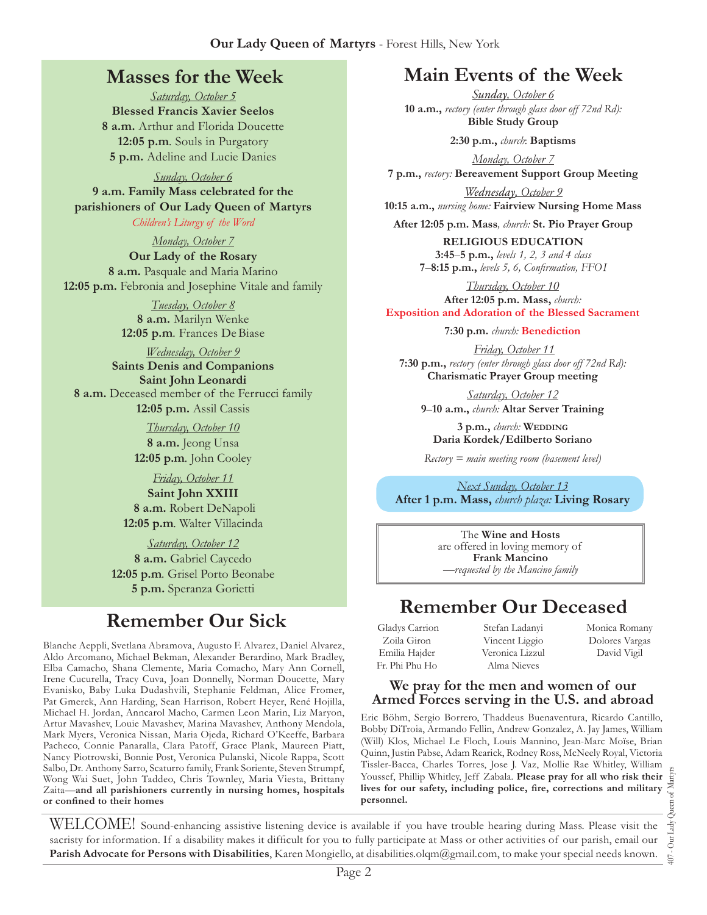## Masses for the Week

*Saturday, October 5*
**Blessed Francis Xavier Seelos**
**8 a.m.** Arthur and Florida Doucette
**12:05 p.m**. Souls in Purgatory
**5 p.m.** Adeline and Lucie Danies

*Sunday, October 6*
**9 a.m. Family Mass celebrated for the parishioners of Our Lady Queen of Martyrs**
*Children's Liturgy of the Word*

*Monday, October 7*
**Our Lady of the Rosary**
**8 a.m.** Pasquale and Maria Marino
**12:05 p.m.** Febronia and Josephine Vitale and family

*Tuesday, October 8*
**8 a.m.** Marilyn Wenke
**12:05 p.m**. Frances De Biase

*Wednesday, October 9*
**Saints Denis and Companions**
**Saint John Leonardi**
**8 a.m.** Deceased member of the Ferrucci family
**12:05 p.m.** Assil Cassis

*Thursday, October 10*
**8 a.m.** Jeong Unsa
**12:05 p.m**. John Cooley

*Friday, October 11*
**Saint John XXIII**
**8 a.m.** Robert DeNapoli
**12:05 p.m**. Walter Villacinda

*Saturday, October 12*
**8 a.m.** Gabriel Caycedo
**12:05 p.m**. Grisel Porto Beonabe
**5 p.m.** Speranza Gorietti

## Remember Our Sick

Blanche Aeppli, Svetlana Abramova, Augusto F. Alvarez, Daniel Alvarez, Aldo Arcomano, Michael Bekman, Alexander Berardino, Mark Bradley, Elba Camacho, Shana Clemente, Maria Comacho, Mary Ann Cornell, Irene Cucurella, Tracy Cuva, Joan Donnelly, Norman Doucette, Mary Evanisko, Baby Luka Dudashvili, Stephanie Feldman, Alice Fromer, Pat Gmerek, Ann Harding, Sean Harrison, Robert Heyer, René Hojilla, Michael H. Jordan, Anncarol Macho, Carmen Leon Marin, Liz Maryon, Artur Mavashev, Louie Mavashev, Marina Mavashev, Anthony Mendola, Mark Myers, Veronica Nissan, Maria Ojeda, Richard O'Keeffe, Barbara Pacheco, Connie Panaralla, Clara Patoff, Grace Plank, Maureen Piatt, Nancy Piotrowski, Bonnie Post, Veronica Pulanski, Nicole Rappa, Scott Salbo, Dr. Anthony Sarro, Scaturro family, Frank Soriente, Steven Strumpf, Wong Wai Suet, John Taddeo, Chris Townley, Maria Viesta, Brittany Zaita—**and all parishioners currently in nursing homes, hospitals or confined to their homes**

## Main Events of the Week

*Sunday, October 6*
**10 a.m.,** *rectory (enter through glass door off 72nd Rd):* **Bible Study Group**

**2:30 p.m.,** *church*: **Baptisms**

*Monday, October 7*
**7 p.m.,** *rectory:* **Bereavement Support Group Meeting**

*Wednesday, October 9*
**10:15 a.m.,** *nursing home:* **Fairview Nursing Home Mass**

**After 12:05 p.m. Mass***, church:* **St. Pio Prayer Group**

**RELIGIOUS EDUCATION**
**3:45–5 p.m.,** *levels 1, 2, 3 and 4 class*
**7–8:15 p.m.,** *levels 5, 6, Confirmation, FFO1*

*Thursday, October 10*
**After 12:05 p.m. Mass,** *church:*
**Exposition and Adoration of the Blessed Sacrament**

**7:30 p.m.** *church:* **Benediction**

*Friday, October 11*
**7:30 p.m.,** *rectory (enter through glass door off 72nd Rd):* **Charismatic Prayer Group meeting**

*Saturday, October 12*
**9–10 a.m.,** *church:* **Altar Server Training**

**3 p.m.,** *church:* **Wedding**
**Daria Kordek/Edilberto Soriano**

*Rectory = main meeting room (basement level)*

*Next Sunday, October 13*
**After 1 p.m. Mass,** *church plaza:* **Living Rosary**

The **Wine and Hosts** are offered in loving memory of **Frank Mancino**
*—requested by the Mancino family*

## Remember Our Deceased

Gladys Carrion
Zoila Giron
Emilia Hajder
Fr. Phi Phu Ho
Stefan Ladanyi
Vincent Liggio
Veronica Lizzul
Alma Nieves
Monica Romany
Dolores Vargas
David Vigil

### We pray for the men and women of our Armed Forces serving in the U.S. and abroad

Eric Böhm, Sergio Borrero, Thaddeus Buenaventura, Ricardo Cantillo, Bobby DiTroia, Armando Fellin, Andrew Gonzalez, A. Jay James, William (Will) Klos, Michael Le Floch, Louis Mannino, Jean-Marc Moïse, Brian Quinn, Justin Pabse, Adam Rearick, Rodney Ross, McNeely Royal, Victoria Tissler-Bacca, Charles Torres, Jose J. Vaz, Mollie Rae Whitley, William Youssef, Phillip Whitley, Jeff Zabala. **Please pray for all who risk their lives for our safety, including police, fire, corrections and military personnel.**

WELCOME! Sound-enhancing assistive listening device is available if you have trouble hearing during Mass. Please visit the sacristy for information. If a disability makes it difficult for you to fully participate at Mass or other activities of our parish, email our **Parish Advocate for Persons with Disabilities**, Karen Mongiello, at disabilities.olqm@gmail.com, to make your special needs known.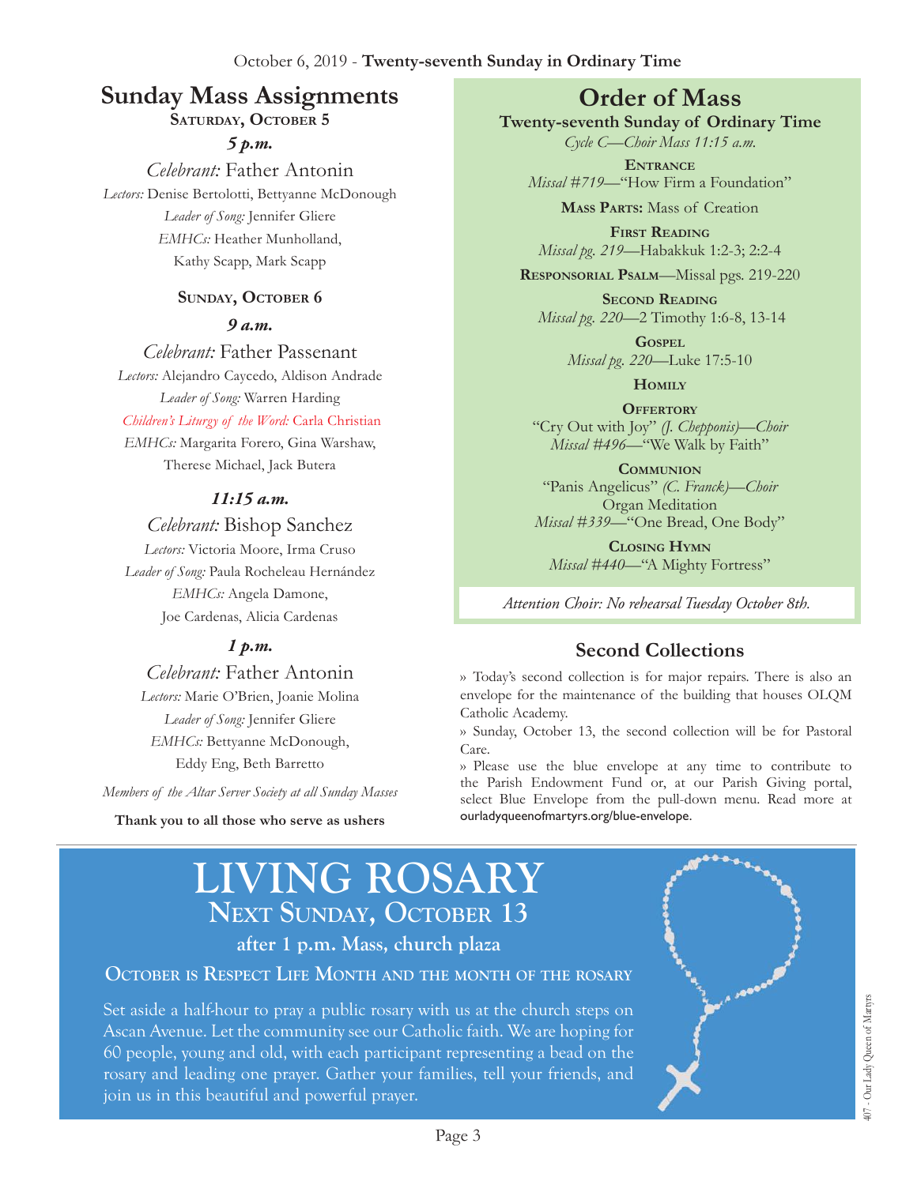October 6, 2019 - **Twenty-seventh Sunday in Ordinary Time**

## Sunday Mass Assignments

**Saturday, October 5**

***5 p.m.***

*Celebrant:* Father Antonin
*Lectors:* Denise Bertolotti, Bettyanne McDonough
*Leader of Song:* Jennifer Gliere
*EMHCs:* Heather Munholland, Kathy Scapp, Mark Scapp

**Sunday, October 6**

***9 a.m.***

*Celebrant:* Father Passenant
*Lectors:* Alejandro Caycedo, Aldison Andrade
*Leader of Song:* Warren Harding
*Children's Liturgy of the Word:* Carla Christian
*EMHCs:* Margarita Forero, Gina Warshaw, Therese Michael, Jack Butera

***11:15 a.m.***

*Celebrant:* Bishop Sanchez
*Lectors:* Victoria Moore, Irma Cruso
*Leader of Song:* Paula Rocheleau Hernández
*EMHCs:* Angela Damone, Joe Cardenas, Alicia Cardenas

***1 p.m.***

*Celebrant:* Father Antonin
*Lectors:* Marie O'Brien, Joanie Molina
*Leader of Song:* Jennifer Gliere
*EMHCs:* Bettyanne McDonough, Eddy Eng, Beth Barretto

*Members of the Altar Server Society at all Sunday Masses*

**Thank you to all those who serve as ushers**

## Order of Mass

**Twenty-seventh Sunday of Ordinary Time**

*Cycle C—Choir Mass 11:15 a.m.*

**Entrance**
*Missal #719*—"How Firm a Foundation"

**Mass Parts:** Mass of Creation

**First Reading**
*Missal pg. 219*—Habakkuk 1:2-3; 2:2-4

**Responsorial Psalm**—Missal pgs. 219-220

**Second Reading**
*Missal pg. 220*—2 Timothy 1:6-8, 13-14

**Gospel**
*Missal pg. 220*—Luke 17:5-10

**Homily**

**Offertory**
"Cry Out with Joy" *(J. Chepponis)—Choir*
*Missal #496*—"We Walk by Faith"

**Communion**
"Panis Angelicus" *(C. Franck)—Choir*
Organ Meditation
*Missal #339*—"One Bread, One Body"

**Closing Hymn**
*Missal #440*—"A Mighty Fortress"

*Attention Choir: No rehearsal Tuesday October 8th.*

## Second Collections

» Today's second collection is for major repairs. There is also an envelope for the maintenance of the building that houses OLQM Catholic Academy.

» Sunday, October 13, the second collection will be for Pastoral Care.

» Please use the blue envelope at any time to contribute to the Parish Endowment Fund or, at our Parish Giving portal, select Blue Envelope from the pull-down menu. Read more at ourladyqueenofmartyrs.org/blue-envelope.

# LIVING ROSARY
## Next Sunday, October 13

**after 1 p.m. Mass, church plaza**

**October is Respect Life Month and the month of the rosary**

Set aside a half-hour to pray a public rosary with us at the church steps on Ascan Avenue. Let the community see our Catholic faith. We are hoping for 60 people, young and old, with each participant representing a bead on the rosary and leading one prayer. Gather your families, tell your friends, and join us in this beautiful and powerful prayer.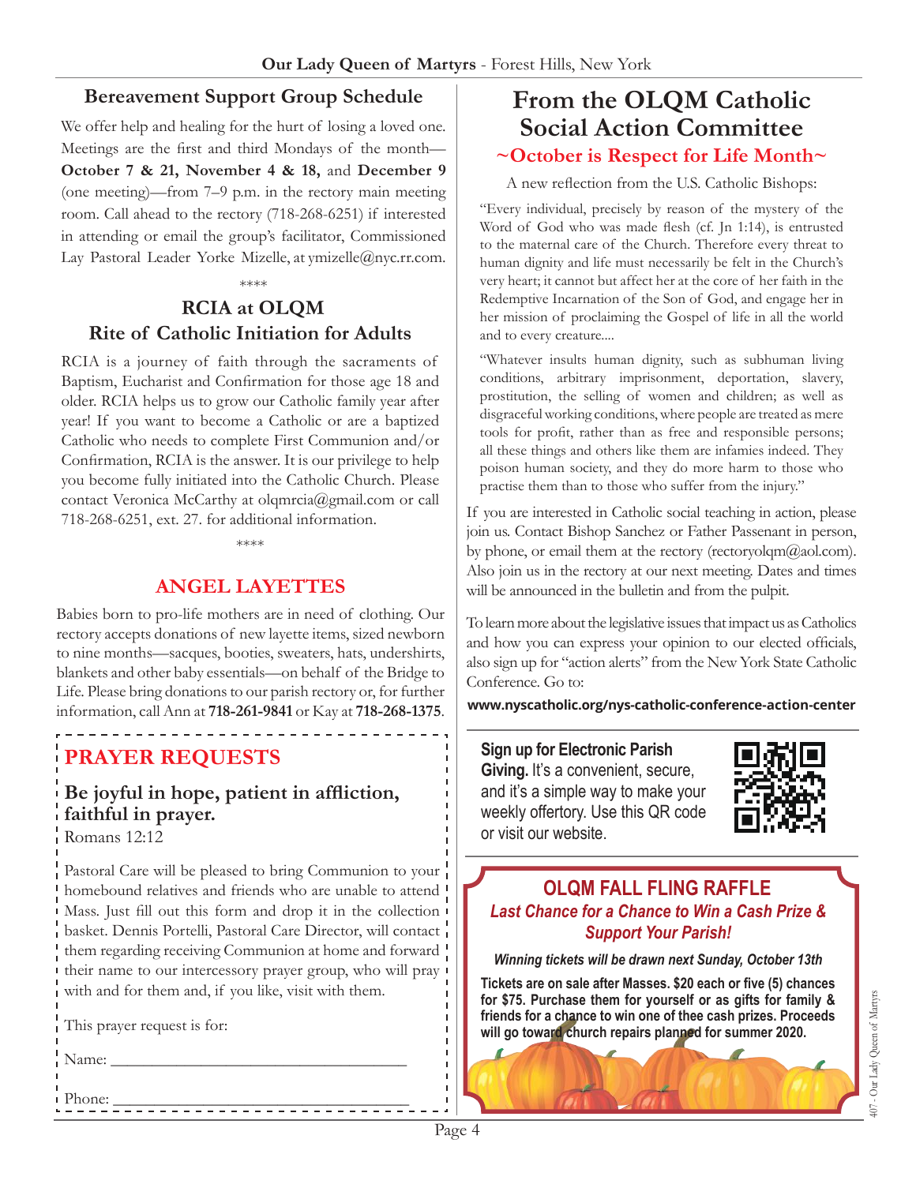## Bereavement Support Group Schedule

We offer help and healing for the hurt of losing a loved one. Meetings are the first and third Mondays of the month—**October 7 & 21, November 4 & 18,** and **December 9** (one meeting)—from 7–9 p.m. in the rectory main meeting room. Call ahead to the rectory (718-268-6251) if interested in attending or email the group's facilitator, Commissioned Lay Pastoral Leader Yorke Mizelle, at ymizelle@nyc.rr.com.

****

## RCIA at OLQM
## Rite of Catholic Initiation for Adults

RCIA is a journey of faith through the sacraments of Baptism, Eucharist and Confirmation for those age 18 and older. RCIA helps us to grow our Catholic family year after year! If you want to become a Catholic or are a baptized Catholic who needs to complete First Communion and/or Confirmation, RCIA is the answer. It is our privilege to help you become fully initiated into the Catholic Church. Please contact Veronica McCarthy at olqmrcia@gmail.com or call 718-268-6251, ext. 27. for additional information.

****

## ANGEL LAYETTES

Babies born to pro-life mothers are in need of clothing. Our rectory accepts donations of new layette items, sized newborn to nine months—sacques, booties, sweaters, hats, undershirts, blankets and other baby essentials—on behalf of the Bridge to Life. Please bring donations to our parish rectory or, for further information, call Ann at **718-261-9841** or Kay at **718-268-1375**.

## PRAYER REQUESTS

### Be joyful in hope, patient in affliction, faithful in prayer.

Romans 12:12

Pastoral Care will be pleased to bring Communion to your homebound relatives and friends who are unable to attend Mass. Just fill out this form and drop it in the collection basket. Dennis Portelli, Pastoral Care Director, will contact them regarding receiving Communion at home and forward their name to our intercessory prayer group, who will pray with and for them and, if you like, visit with them.

This prayer request is for:

Name: ____________________________________

Phone: ____________________________________

# From the OLQM Catholic Social Action Committee

## ~October is Respect for Life Month~

A new reflection from the U.S. Catholic Bishops:

"Every individual, precisely by reason of the mystery of the Word of God who was made flesh (cf. Jn 1:14), is entrusted to the maternal care of the Church. Therefore every threat to human dignity and life must necessarily be felt in the Church's very heart; it cannot but affect her at the core of her faith in the Redemptive Incarnation of the Son of God, and engage her in her mission of proclaiming the Gospel of life in all the world and to every creature....

"Whatever insults human dignity, such as subhuman living conditions, arbitrary imprisonment, deportation, slavery, prostitution, the selling of women and children; as well as disgraceful working conditions, where people are treated as mere tools for profit, rather than as free and responsible persons; all these things and others like them are infamies indeed. They poison human society, and they do more harm to those who practise them than to those who suffer from the injury."

If you are interested in Catholic social teaching in action, please join us. Contact Bishop Sanchez or Father Passenant in person, by phone, or email them at the rectory (rectoryolqm@aol.com). Also join us in the rectory at our next meeting. Dates and times will be announced in the bulletin and from the pulpit.

To learn more about the legislative issues that impact us as Catholics and how you can express your opinion to our elected officials, also sign up for "action alerts" from the New York State Catholic Conference. Go to:

**www.nyscatholic.org/nys-catholic-conference-action-center**

**Sign up for Electronic Parish Giving.** It's a convenient, secure, and it's a simple way to make your weekly offertory. Use this QR code or visit our website.

## OLQM FALL FLING RAFFLE

***Last Chance for a Chance to Win a Cash Prize & Support Your Parish!***

***Winning tickets will be drawn next Sunday, October 13th***

**Tickets are on sale after Masses. $20 each or five (5) chances for $75. Purchase them for yourself or as gifts for family & friends for a chance to win one of thee cash prizes. Proceeds will go toward church repairs planned for summer 2020.**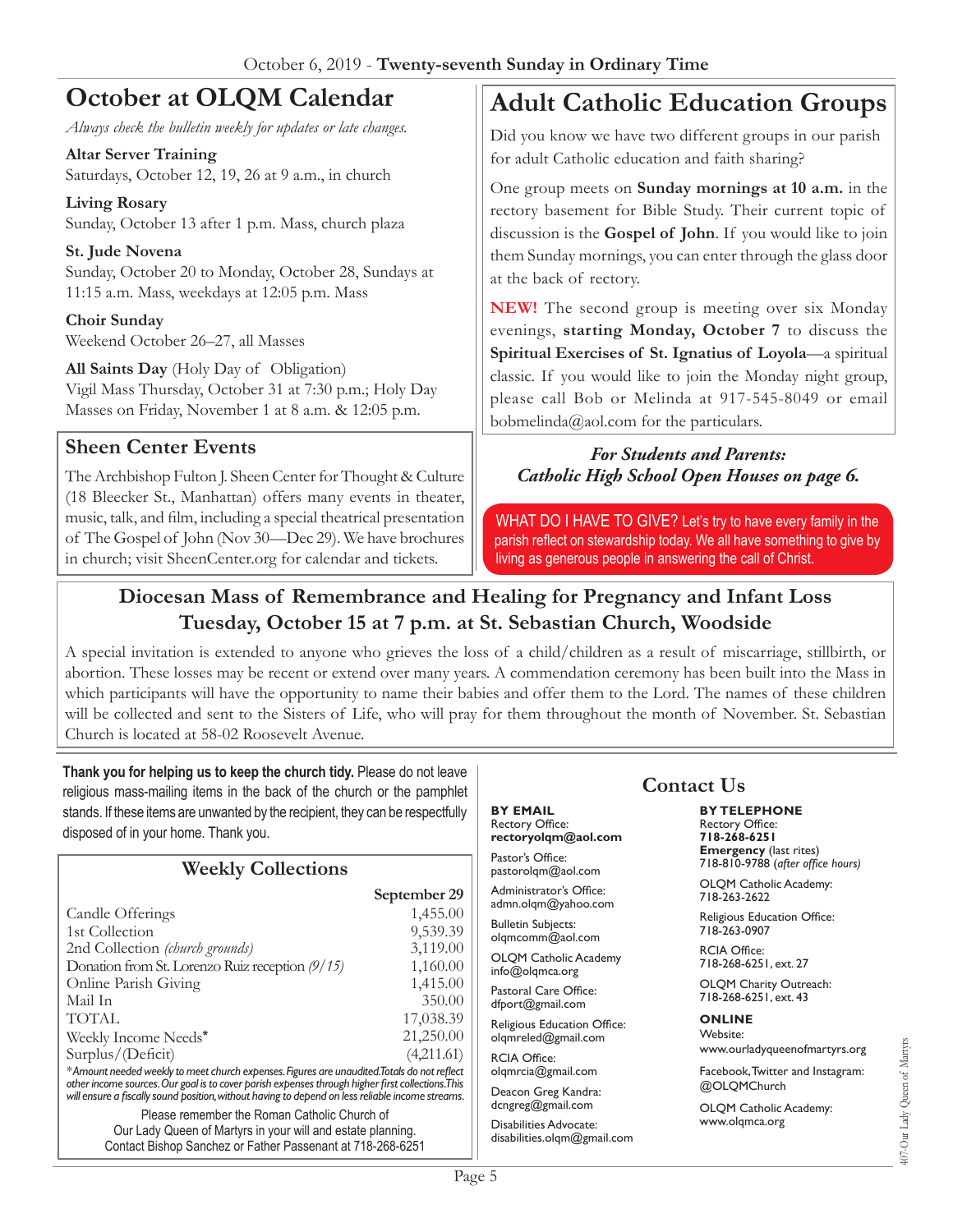## October at OLQM Calendar

*Always check the bulletin weekly for updates or late changes.*

**Altar Server Training**
Saturdays, October 12, 19, 26 at 9 a.m., in church

**Living Rosary**
Sunday, October 13 after 1 p.m. Mass, church plaza

**St. Jude Novena**
Sunday, October 20 to Monday, October 28, Sundays at 11:15 a.m. Mass, weekdays at 12:05 p.m. Mass

**Choir Sunday**
Weekend October 26–27, all Masses

**All Saints Day** (Holy Day of Obligation)
Vigil Mass Thursday, October 31 at 7:30 p.m.; Holy Day Masses on Friday, November 1 at 8 a.m. & 12:05 p.m.

### Sheen Center Events

The Archbishop Fulton J. Sheen Center for Thought & Culture (18 Bleecker St., Manhattan) offers many events in theater, music, talk, and film, including a special theatrical presentation of The Gospel of John (Nov 30—Dec 29). We have brochures in church; visit SheenCenter.org for calendar and tickets.

## Adult Catholic Education Groups

Did you know we have two different groups in our parish for adult Catholic education and faith sharing?

One group meets on **Sunday mornings at 10 a.m.** in the rectory basement for Bible Study. Their current topic of discussion is the **Gospel of John**. If you would like to join them Sunday mornings, you can enter through the glass door at the back of rectory.

**NEW!** The second group is meeting over six Monday evenings, **starting Monday, October 7** to discuss the **Spiritual Exercises of St. Ignatius of Loyola**—a spiritual classic. If you would like to join the Monday night group, please call Bob or Melinda at 917-545-8049 or email bobmelinda@aol.com for the particulars.

***For Students and Parents: Catholic High School Open Houses on page 6.***

WHAT DO I HAVE TO GIVE? Let's try to have every family in the parish reflect on stewardship today. We all have something to give by living as generous people in answering the call of Christ.

## Diocesan Mass of Remembrance and Healing for Pregnancy and Infant Loss Tuesday, October 15 at 7 p.m. at St. Sebastian Church, Woodside

A special invitation is extended to anyone who grieves the loss of a child/children as a result of miscarriage, stillbirth, or abortion. These losses may be recent or extend over many years. A commendation ceremony has been built into the Mass in which participants will have the opportunity to name their babies and offer them to the Lord. The names of these children will be collected and sent to the Sisters of Life, who will pray for them throughout the month of November. St. Sebastian Church is located at 58-02 Roosevelt Avenue.

**Thank you for helping us to keep the church tidy.** Please do not leave religious mass-mailing items in the back of the church or the pamphlet stands. If these items are unwanted by the recipient, they can be respectfully disposed of in your home. Thank you.

### Weekly Collections

| | September 29 |
|---|---|
| Candle Offerings | 1,455.00 |
| 1st Collection | 9,539.39 |
| 2nd Collection *(church grounds)* | 3,119.00 |
| Donation from St. Lorenzo Ruiz reception *(9/15)* | 1,160.00 |
| Online Parish Giving | 1,415.00 |
| Mail In | 350.00 |
| TOTAL | 17,038.39 |
| Weekly Income Needs* | 21,250.00 |
| Surplus/(Deficit) | (4,211.61) |

**Amount needed weekly to meet church expenses. Figures are unaudited. Totals do not reflect other income sources. Our goal is to cover parish expenses through higher first collections. This will ensure a fiscally sound position, without having to depend on less reliable income streams.*

Please remember the Roman Catholic Church of Our Lady Queen of Martyrs in your will and estate planning. Contact Bishop Sanchez or Father Passenant at 718-268-6251

## Contact Us

**BY EMAIL**

Rectory Office:
**rectoryolqm@aol.com**

Pastor's Office:
pastorolqm@aol.com

Administrator's Office:
admn.olqm@yahoo.com

Bulletin Subjects:
olqmcomm@aol.com

OLQM Catholic Academy
info@olqmca.org

Pastoral Care Office:
dfport@gmail.com

Religious Education Office:
olqmreled@gmail.com

RCIA Office:
olqmrcia@gmail.com

Deacon Greg Kandra:
dcngreg@gmail.com

Disabilities Advocate:
disabilities.olqm@gmail.com

**BY TELEPHONE**

Rectory Office:
**718-268-6251**

**Emergency** (last rites)
718-810-9788 (*after office hours)*

OLQM Catholic Academy:
718-263-2622

Religious Education Office:
718-263-0907

RCIA Office:
718-268-6251, ext. 27

OLQM Charity Outreach:
718-268-6251, ext. 43

**ONLINE**

Website:
www.ourladyqueenofmartyrs.org

Facebook, Twitter and Instagram:
@OLQMChurch

OLQM Catholic Academy:
www.olqmca.org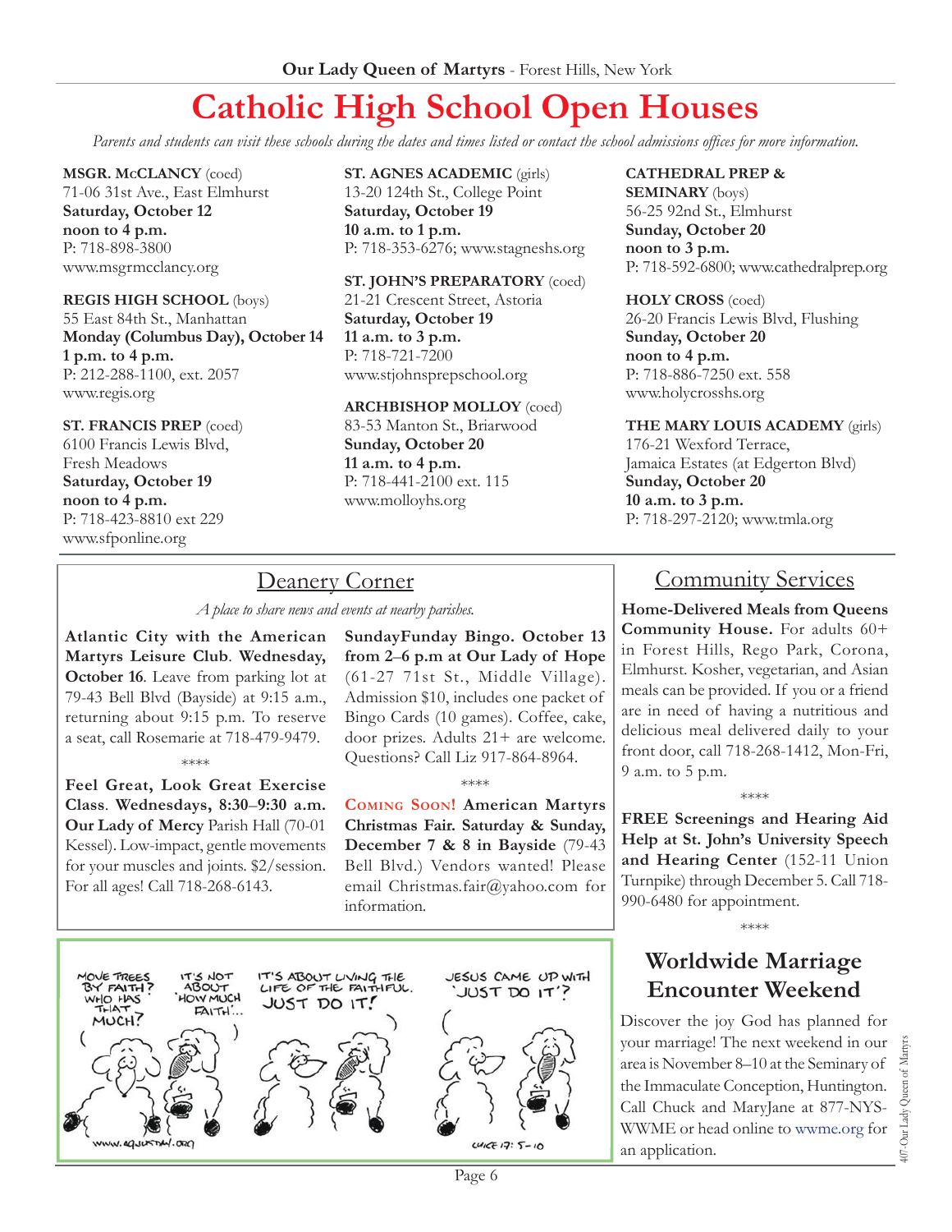# Catholic High School Open Houses

*Parents and students can visit these schools during the dates and times listed or contact the school admissions offices for more information.*

**MSGR. McCLANCY** (coed)
71-06 31st Ave., East Elmhurst
**Saturday, October 12**
**noon to 4 p.m.**
P: 718-898-3800
www.msgrmcclancy.org

**REGIS HIGH SCHOOL** (boys)
55 East 84th St., Manhattan
**Monday (Columbus Day), October 14**
**1 p.m. to 4 p.m.**
P: 212-288-1100, ext. 2057
www.regis.org

**ST. FRANCIS PREP** (coed)
6100 Francis Lewis Blvd,
Fresh Meadows
**Saturday, October 19**
**noon to 4 p.m.**
P: 718-423-8810 ext 229
www.sfponline.org

**ST. AGNES ACADEMIC** (girls)
13-20 124th St., College Point
**Saturday, October 19**
**10 a.m. to 1 p.m.**
P: 718-353-6276; www.stagneshs.org

**ST. JOHN'S PREPARATORY** (coed)
21-21 Crescent Street, Astoria
**Saturday, October 19**
**11 a.m. to 3 p.m.**
P: 718-721-7200
www.stjohnsprepschool.org

**ARCHBISHOP MOLLOY** (coed)
83-53 Manton St., Briarwood
**Sunday, October 20**
**11 a.m. to 4 p.m.**
P: 718-441-2100 ext. 115
www.molloyhs.org

**CATHEDRAL PREP & SEMINARY** (boys)
56-25 92nd St., Elmhurst
**Sunday, October 20**
**noon to 3 p.m.**
P: 718-592-6800; www.cathedralprep.org

**HOLY CROSS** (coed)
26-20 Francis Lewis Blvd, Flushing
**Sunday, October 20**
**noon to 4 p.m.**
P: 718-886-7250 ext. 558
www.holycrosshs.org

**THE MARY LOUIS ACADEMY** (girls)
176-21 Wexford Terrace,
Jamaica Estates (at Edgerton Blvd)
**Sunday, October 20**
**10 a.m. to 3 p.m.**
P: 718-297-2120; www.tmla.org

## Deanery Corner

*A place to share news and events at nearby parishes.*

**Atlantic City with the American Martyrs Leisure Club**. **Wednesday, October 16**. Leave from parking lot at 79-43 Bell Blvd (Bayside) at 9:15 a.m., returning about 9:15 p.m. To reserve a seat, call Rosemarie at 718-479-9479.

\*\*\*\*

**Feel Great, Look Great Exercise Class**. **Wednesdays, 8:30–9:30 a.m. Our Lady of Mercy** Parish Hall (70-01 Kessel). Low-impact, gentle movements for your muscles and joints. $2/session. For all ages! Call 718-268-6143.

**SundayFunday Bingo. October 13 from 2–6 p.m at Our Lady of Hope** (61-27 71st St., Middle Village). Admission $10, includes one packet of Bingo Cards (10 games). Coffee, cake, door prizes. Adults 21+ are welcome. Questions? Call Liz 917-864-8964.

\*\*\*\*

**COMING SOON! American Martyrs Christmas Fair. Saturday & Sunday, December 7 & 8 in Bayside** (79-43 Bell Blvd.) Vendors wanted! Please email Christmas.fair@yahoo.com for information.

## Community Services

**Home-Delivered Meals from Queens Community House.** For adults 60+ in Forest Hills, Rego Park, Corona, Elmhurst. Kosher, vegetarian, and Asian meals can be provided. If you or a friend are in need of having a nutritious and delicious meal delivered daily to your front door, call 718-268-1412, Mon-Fri, 9 a.m. to 5 p.m.

\*\*\*\*

**FREE Screenings and Hearing Aid Help at St. John's University Speech and Hearing Center** (152-11 Union Turnpike) through December 5. Call 718-990-6480 for appointment.

\*\*\*\*

## Worldwide Marriage Encounter Weekend

Discover the joy God has planned for your marriage! The next weekend in our area is November 8–10 at the Seminary of the Immaculate Conception, Huntington. Call Chuck and MaryJane at 877-NYS-WWME or head online to wwme.org for an application.